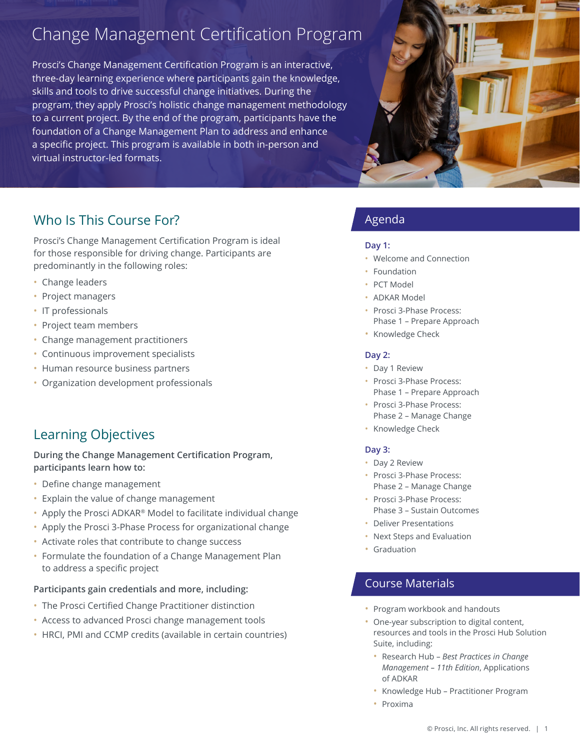# Change Management Certification Program

Prosci's Change Management Certification Program is an interactive, three-day learning experience where participants gain the knowledge, skills and tools to drive successful change initiatives. During the program, they apply Prosci's holistic change management methodology to a current project. By the end of the program, participants have the foundation of a Change Management Plan to address and enhance a specific project. This program is available in both in-person and virtual instructor-led formats.

## Who Is This Course For?

Prosci's Change Management Certification Program is ideal for those responsible for driving change. Participants are predominantly in the following roles:

- Change leaders
- Project managers
- IT professionals
- Project team members
- Change management practitioners
- Continuous improvement specialists
- Human resource business partners
- Organization development professionals

## Learning Objectives

**During the Change Management Certification Program, participants learn how to:**

- Define change management
- Explain the value of change management
- Apply the Prosci ADKAR® Model to facilitate individual change
- Apply the Prosci 3-Phase Process for organizational change
- Activate roles that contribute to change success
- Formulate the foundation of a Change Management Plan to address a specific project

**Participants gain credentials and more, including:**

- The Prosci Certified Change Practitioner distinction
- Access to advanced Prosci change management tools
- HRCI, PMI and CCMP credits (available in certain countries)

## Agenda

**Day 1:**

- Welcome and Connection
- Foundation
- PCT Model
- ADKAR Model
- Prosci 3-Phase Process: Phase 1 – Prepare Approach
- Knowledge Check

**Day 2:**

- Day 1 Review
- Prosci 3-Phase Process: Phase 1 – Prepare Approach
- Prosci 3-Phase Process: Phase 2 – Manage Change
- Knowledge Check

**Day 3:**

- Day 2 Review
- Prosci 3-Phase Process: Phase 2 – Manage Change
- Prosci 3-Phase Process: Phase 3 – Sustain Outcomes
- Deliver Presentations
- Next Steps and Evaluation
- Graduation

## Course Materials

- Program workbook and handouts
- One-year subscription to digital content, resources and tools in the Prosci Hub Solution Suite, including:
  - Research Hub – *Best Practices in Change Management – 11th Edition*, Applications of ADKAR
  - Knowledge Hub – Practitioner Program
  - Proxima

© Prosci, Inc. All rights reserved.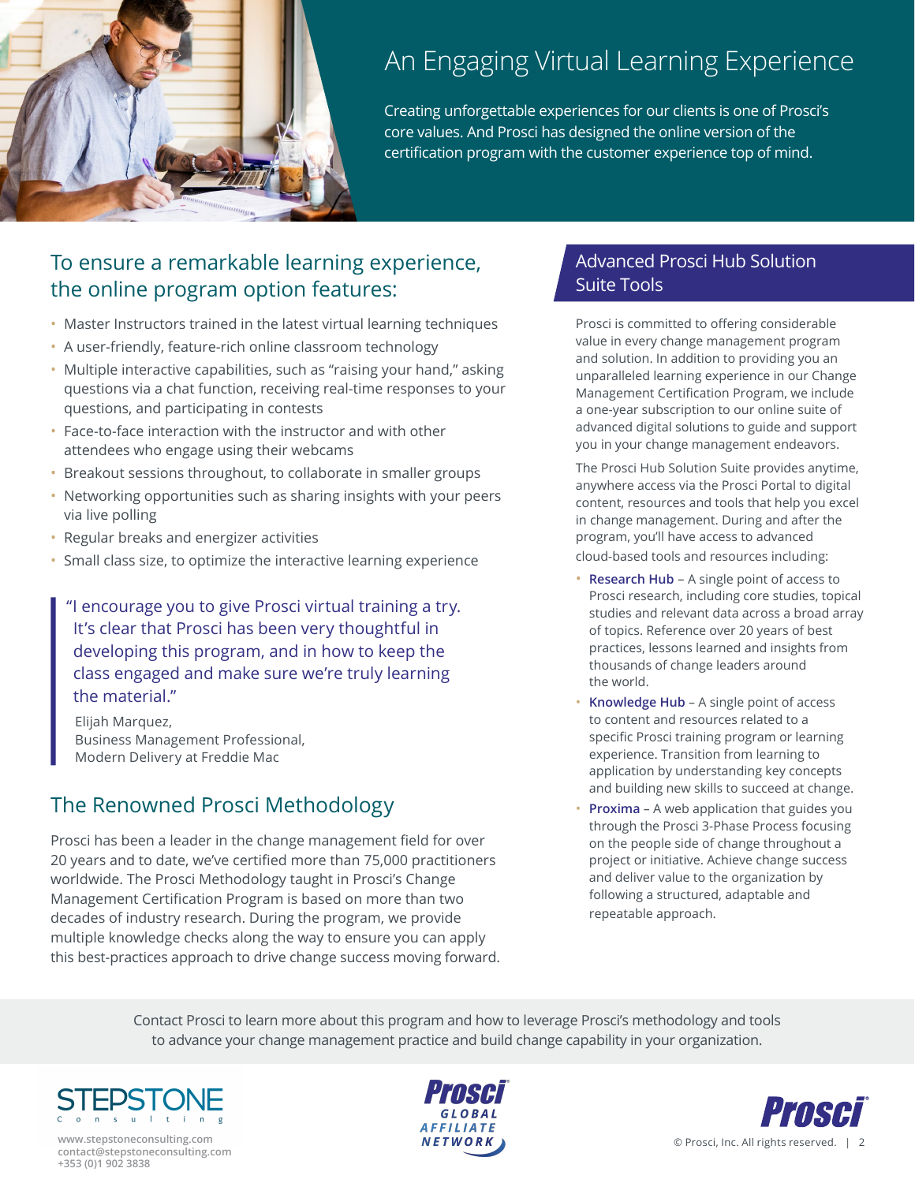# An Engaging Virtual Learning Experience

Creating unforgettable experiences for our clients is one of Prosci's core values. And Prosci has designed the online version of the certification program with the customer experience top of mind.

## To ensure a remarkable learning experience, the online program option features:

- Master Instructors trained in the latest virtual learning techniques
- A user-friendly, feature-rich online classroom technology
- Multiple interactive capabilities, such as "raising your hand," asking questions via a chat function, receiving real-time responses to your questions, and participating in contests
- Face-to-face interaction with the instructor and with other attendees who engage using their webcams
- Breakout sessions throughout, to collaborate in smaller groups
- Networking opportunities such as sharing insights with your peers via live polling
- Regular breaks and energizer activities
- Small class size, to optimize the interactive learning experience

> "I encourage you to give Prosci virtual training a try. It's clear that Prosci has been very thoughtful in developing this program, and in how to keep the class engaged and make sure we're truly learning the material."
>
> Elijah Marquez,
> Business Management Professional,
> Modern Delivery at Freddie Mac

## The Renowned Prosci Methodology

Prosci has been a leader in the change management field for over 20 years and to date, we've certified more than 75,000 practitioners worldwide. The Prosci Methodology taught in Prosci's Change Management Certification Program is based on more than two decades of industry research. During the program, we provide multiple knowledge checks along the way to ensure you can apply this best-practices approach to drive change success moving forward.

## Advanced Prosci Hub Solution Suite Tools

Prosci is committed to offering considerable value in every change management program and solution. In addition to providing you an unparalleled learning experience in our Change Management Certification Program, we include a one-year subscription to our online suite of advanced digital solutions to guide and support you in your change management endeavors.

The Prosci Hub Solution Suite provides anytime, anywhere access via the Prosci Portal to digital content, resources and tools that help you excel in change management. During and after the program, you'll have access to advanced cloud-based tools and resources including:

- **Research Hub** – A single point of access to Prosci research, including core studies, topical studies and relevant data across a broad array of topics. Reference over 20 years of best practices, lessons learned and insights from thousands of change leaders around the world.
- **Knowledge Hub** – A single point of access to content and resources related to a specific Prosci training program or learning experience. Transition from learning to application by understanding key concepts and building new skills to succeed at change.
- **Proxima** – A web application that guides you through the Prosci 3-Phase Process focusing on the people side of change throughout a project or initiative. Achieve change success and deliver value to the organization by following a structured, adaptable and repeatable approach.

Contact Prosci to learn more about this program and how to leverage Prosci's methodology and tools to advance your change management practice and build change capability in your organization.

STEPSTONE Consulting
www.stepstoneconsulting.com
contact@stepstoneconsulting.com
+353 (0)1 902 3838

Prosci Global Affiliate Network

Prosci

© Prosci, Inc. All rights reserved.